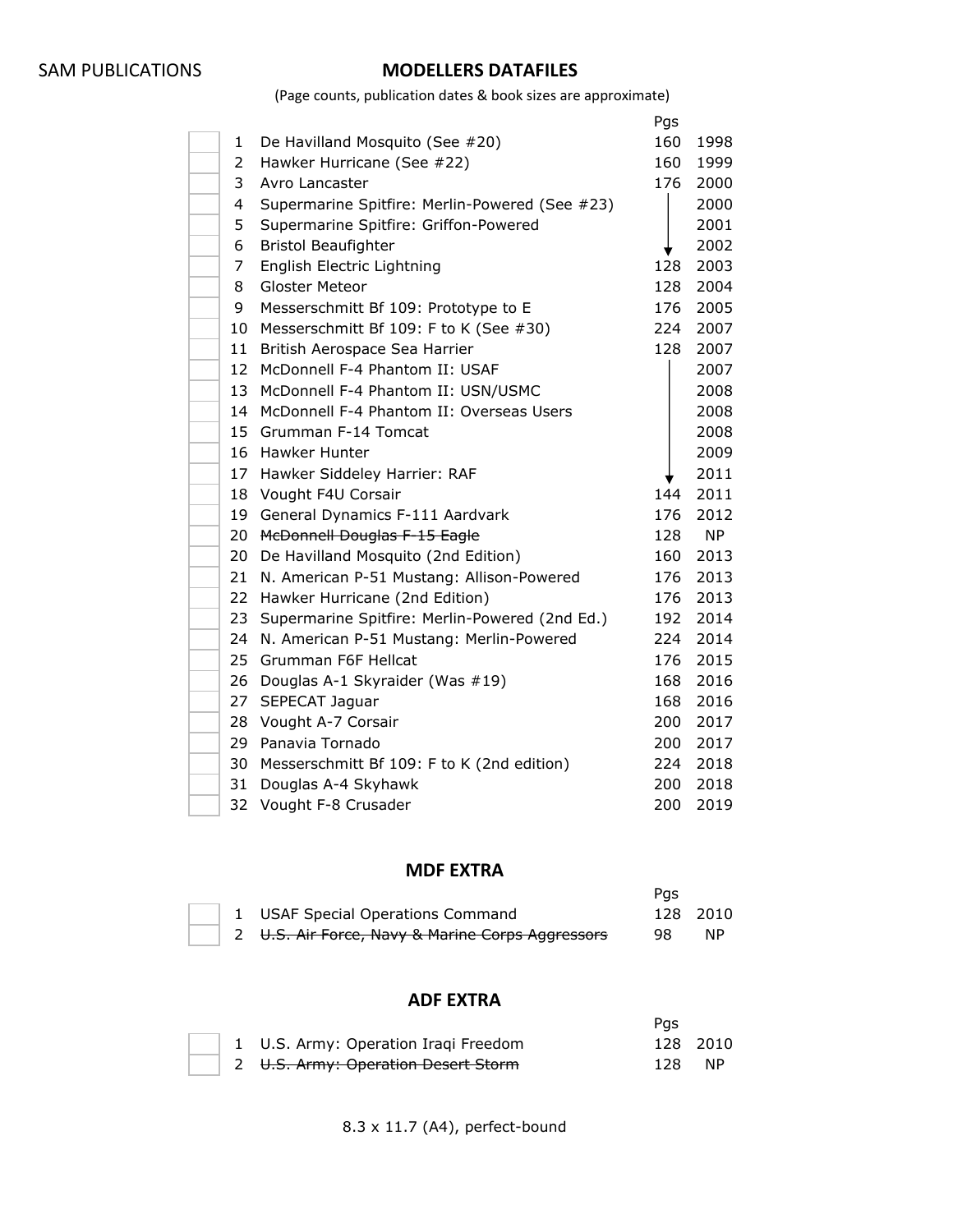SAM PUBLICATIONS

# MODELLERS DATAFILES

(Page counts, publication dates & book sizes are approximate)

| | # | Title | Pgs | |
|---|---|---|---|---|
| | 1 | De Havilland Mosquito (See #20) | 160 | 1998 |
| | 2 | Hawker Hurricane (See #22) | 160 | 1999 |
| | 3 | Avro Lancaster | 176 | 2000 |
| | 4 | Supermarine Spitfire: Merlin-Powered (See #23) | │ | 2000 |
| | 5 | Supermarine Spitfire: Griffon-Powered | │ | 2001 |
| | 6 | Bristol Beaufighter | ↓ | 2002 |
| | 7 | English Electric Lightning | 128 | 2003 |
| | 8 | Gloster Meteor | 128 | 2004 |
| | 9 | Messerschmitt Bf 109: Prototype to E | 176 | 2005 |
| | 10 | Messerschmitt Bf 109: F to K (See #30) | 224 | 2007 |
| | 11 | British Aerospace Sea Harrier | 128 | 2007 |
| | 12 | McDonnell F-4 Phantom II: USAF | │ | 2007 |
| | 13 | McDonnell F-4 Phantom II: USN/USMC | │ | 2008 |
| | 14 | McDonnell F-4 Phantom II: Overseas Users | │ | 2008 |
| | 15 | Grumman F-14 Tomcat | │ | 2008 |
| | 16 | Hawker Hunter | │ | 2009 |
| | 17 | Hawker Siddeley Harrier: RAF | ↓ | 2011 |
| | 18 | Vought F4U Corsair | 144 | 2011 |
| | 19 | General Dynamics F-111 Aardvark | 176 | 2012 |
| | 20 | ~~McDonnell Douglas F-15 Eagle~~ | 128 | NP |
| | 20 | De Havilland Mosquito (2nd Edition) | 160 | 2013 |
| | 21 | N. American P-51 Mustang: Allison-Powered | 176 | 2013 |
| | 22 | Hawker Hurricane (2nd Edition) | 176 | 2013 |
| | 23 | Supermarine Spitfire: Merlin-Powered (2nd Ed.) | 192 | 2014 |
| | 24 | N. American P-51 Mustang: Merlin-Powered | 224 | 2014 |
| | 25 | Grumman F6F Hellcat | 176 | 2015 |
| | 26 | Douglas A-1 Skyraider (Was #19) | 168 | 2016 |
| | 27 | SEPECAT Jaguar | 168 | 2016 |
| | 28 | Vought A-7 Corsair | 200 | 2017 |
| | 29 | Panavia Tornado | 200 | 2017 |
| | 30 | Messerschmitt Bf 109: F to K (2nd edition) | 224 | 2018 |
| | 31 | Douglas A-4 Skyhawk | 200 | 2018 |
| | 32 | Vought F-8 Crusader | 200 | 2019 |

## MDF EXTRA

| | # | Title | Pgs | |
|---|---|---|---|---|
| | 1 | USAF Special Operations Command | 128 | 2010 |
| | 2 | ~~U.S. Air Force, Navy & Marine Corps Aggressors~~ | 98 | NP |

## ADF EXTRA

| | # | Title | Pgs | |
|---|---|---|---|---|
| | 1 | U.S. Army: Operation Iraqi Freedom | 128 | 2010 |
| | 2 | ~~U.S. Army: Operation Desert Storm~~ | 128 | NP |

8.3 x 11.7 (A4), perfect-bound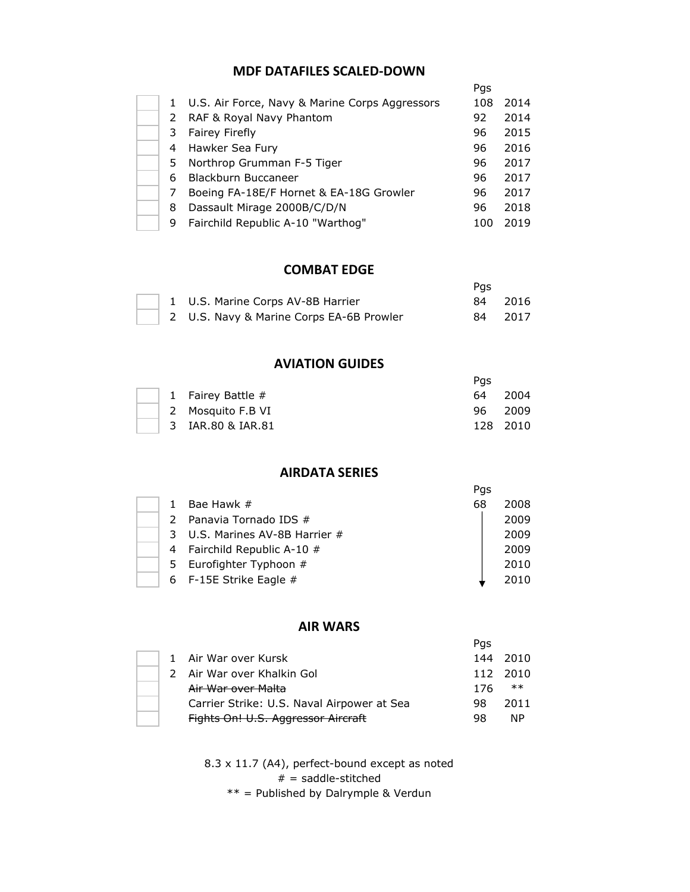## MDF DATAFILES SCALED-DOWN

| | | | Pgs | |
|---|---|---|---|---|
| | 1 | U.S. Air Force, Navy & Marine Corps Aggressors | 108 | 2014 |
| | 2 | RAF & Royal Navy Phantom | 92 | 2014 |
| | 3 | Fairey Firefly | 96 | 2015 |
| | 4 | Hawker Sea Fury | 96 | 2016 |
| | 5 | Northrop Grumman F-5 Tiger | 96 | 2017 |
| | 6 | Blackburn Buccaneer | 96 | 2017 |
| | 7 | Boeing FA-18E/F Hornet & EA-18G Growler | 96 | 2017 |
| | 8 | Dassault Mirage 2000B/C/D/N | 96 | 2018 |
| | 9 | Fairchild Republic A-10 "Warthog" | 100 | 2019 |

## COMBAT EDGE

| | | | Pgs | |
|---|---|---|---|---|
| | 1 | U.S. Marine Corps AV-8B Harrier | 84 | 2016 |
| | 2 | U.S. Navy & Marine Corps EA-6B Prowler | 84 | 2017 |

## AVIATION GUIDES

| | | | Pgs | |
|---|---|---|---|---|
| | 1 | Fairey Battle # | 64 | 2004 |
| | 2 | Mosquito F.B VI | 96 | 2009 |
| | 3 | IAR.80 & IAR.81 | 128 | 2010 |

## AIRDATA SERIES

| | | | Pgs | |
|---|---|---|---|---|
| | 1 | Bae Hawk # | 68 | 2008 |
| | 2 | Panavia Tornado IDS # | ↓ | 2009 |
| | 3 | U.S. Marines AV-8B Harrier # | ↓ | 2009 |
| | 4 | Fairchild Republic A-10 # | ↓ | 2009 |
| | 5 | Eurofighter Typhoon # | ↓ | 2010 |
| | 6 | F-15E Strike Eagle # | ↓ | 2010 |

## AIR WARS

| | | | Pgs | |
|---|---|---|---|---|
| | 1 | Air War over Kursk | 144 | 2010 |
| | 2 | Air War over Khalkin Gol | 112 | 2010 |
| | | ~~Air War over Malta~~ | 176 | ** |
| | | Carrier Strike: U.S. Naval Airpower at Sea | 98 | 2011 |
| | | ~~Fights On! U.S. Aggressor Aircraft~~ | 98 | NP |

8.3 x 11.7 (A4), perfect-bound except as noted

# = saddle-stitched

** = Published by Dalrymple & Verdun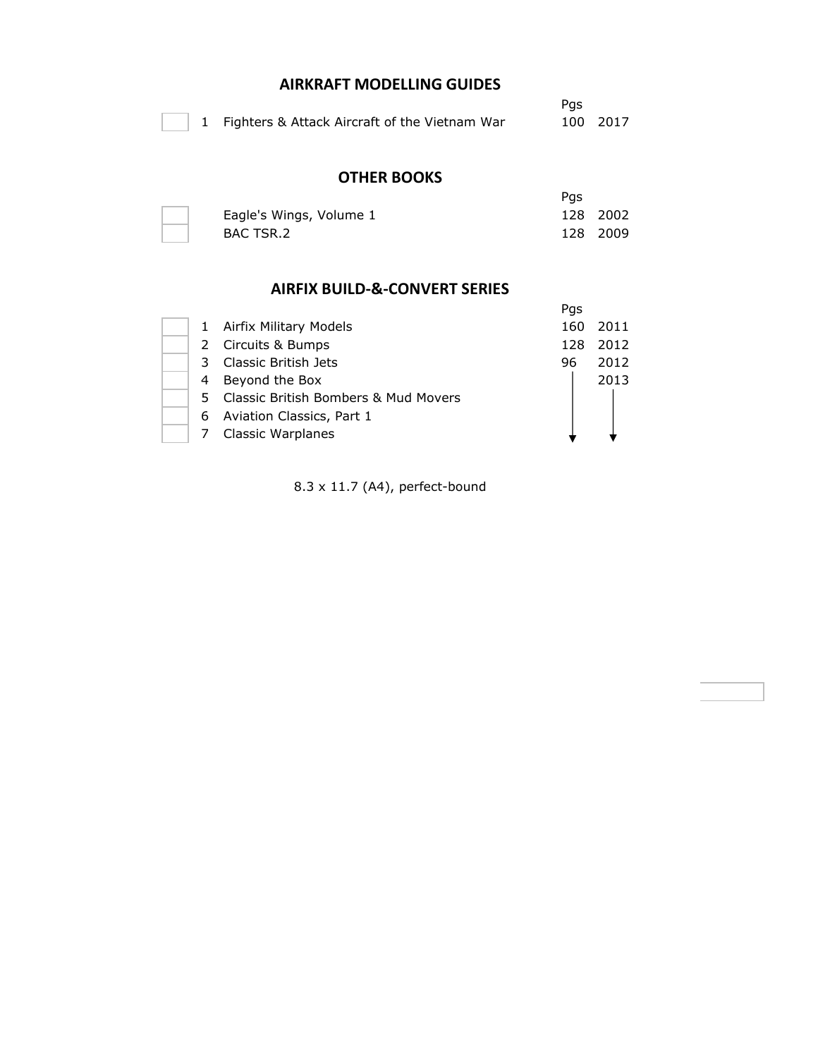## AIRKRAFT MODELLING GUIDES

| | | | Pgs | |
|---|---|---|---|---|
| ☐ | 1 | Fighters & Attack Aircraft of the Vietnam War | 100 | 2017 |

## OTHER BOOKS

| | | | Pgs | |
|---|---|---|---|---|
| ☐ | | Eagle's Wings, Volume 1 | 128 | 2002 |
| ☐ | | BAC TSR.2 | 128 | 2009 |

## AIRFIX BUILD-&-CONVERT SERIES

| | | | Pgs | |
|---|---|---|---|---|
| ☐ | 1 | Airfix Military Models | 160 | 2011 |
| ☐ | 2 | Circuits & Bumps | 128 | 2012 |
| ☐ | 3 | Classic British Jets | 96 | 2012 |
| ☐ | 4 | Beyond the Box | ↓ | 2013 |
| ☐ | 5 | Classic British Bombers & Mud Movers | ↓ | ↓ |
| ☐ | 6 | Aviation Classics, Part 1 | ↓ | ↓ |
| ☐ | 7 | Classic Warplanes | ↓ | ↓ |

8.3 x 11.7 (A4), perfect-bound